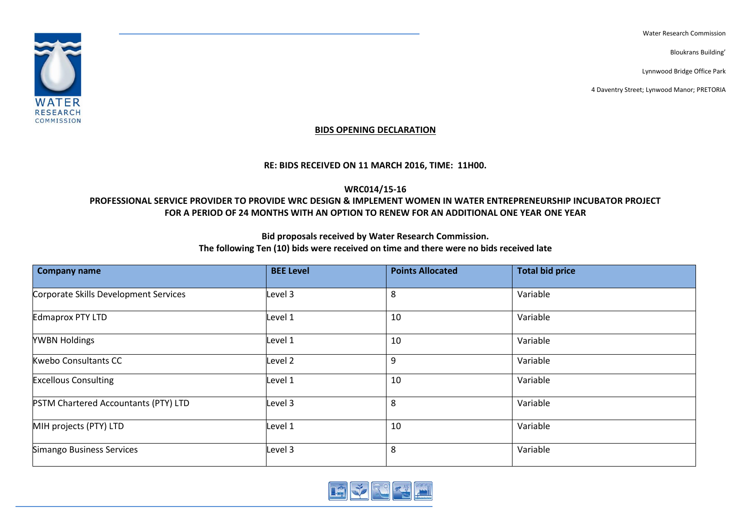Water Research Commission

Bloukrans Building'

Lynnwood Bridge Office Park

4 Daventry Street; Lynwood Manor; PRETORIA

**BIDS OPENING DECLARATION**

**RE: BIDS RECEIVED ON 11 MARCH 2016, TIME: 11H00.**

**WRC014/15-16**

**PROFESSIONAL SERVICE PROVIDER TO PROVIDE WRC DESIGN & IMPLEMENT WOMEN IN WATER ENTREPRENEURSHIP INCUBATOR PROJECT FOR A PERIOD OF 24 MONTHS WITH AN OPTION TO RENEW FOR AN ADDITIONAL ONE YEAR ONE YEAR**

**Bid proposals received by Water Research Commission.**
**The following Ten (10) bids were received on time and there were no bids received late**

| Company name | BEE Level | Points Allocated | Total bid price |
|---|---|---|---|
| Corporate Skills Development Services | Level 3 | 8 | Variable |
| Edmaprox PTY LTD | Level 1 | 10 | Variable |
| YWBN Holdings | Level 1 | 10 | Variable |
| Kwebo Consultants CC | Level 2 | 9 | Variable |
| Excellous Consulting | Level 1 | 10 | Variable |
| PSTM Chartered Accountants (PTY) LTD | Level 3 | 8 | Variable |
| MIH projects (PTY) LTD | Level 1 | 10 | Variable |
| Simango Business Services | Level 3 | 8 | Variable |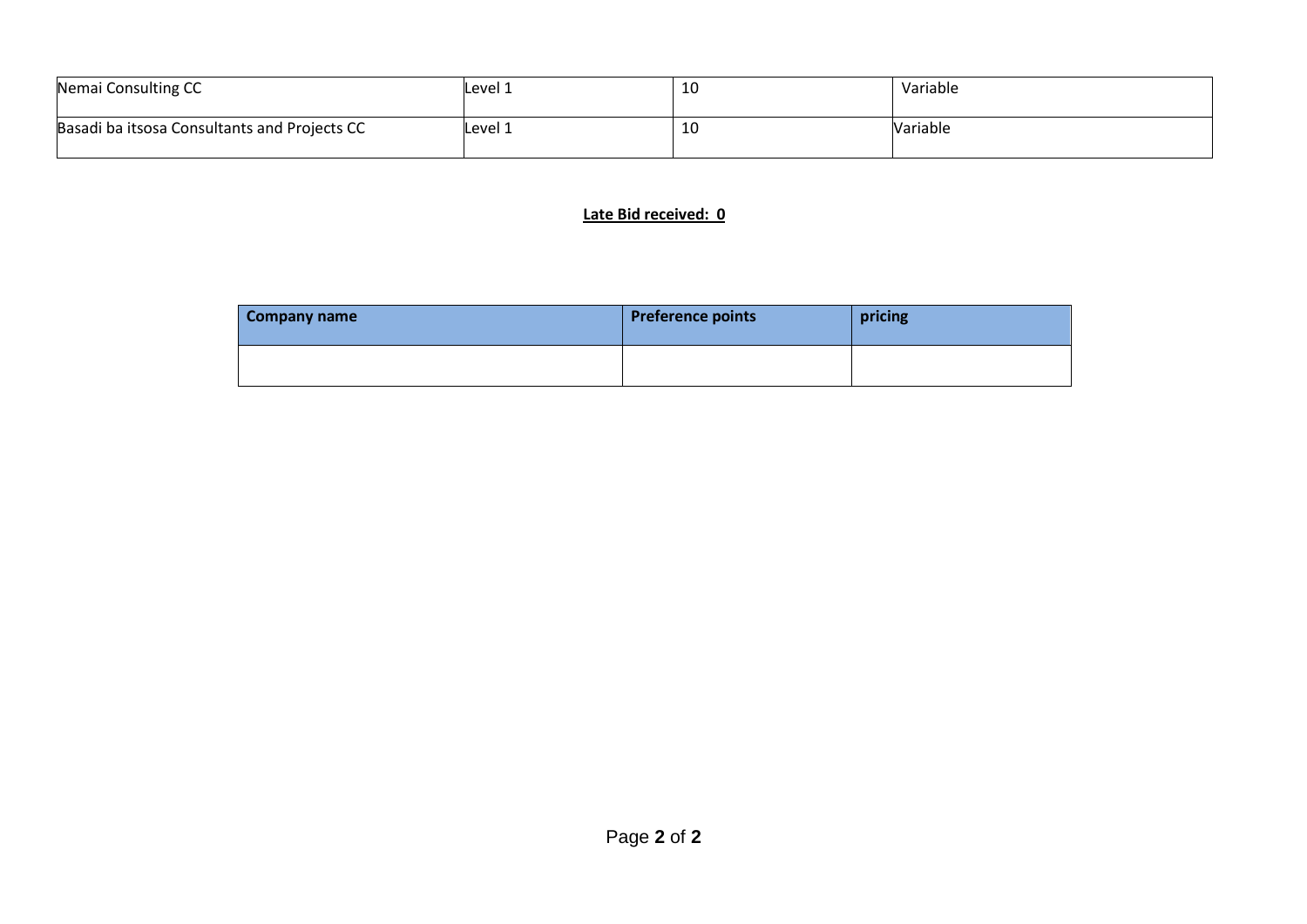| | | | |
|---|---|---|---|
| Nemai Consulting CC | Level 1 | 10 | Variable |
| Basadi ba itsosa Consultants and Projects CC | Level 1 | 10 | Variable |

**Late Bid received: 0**

| Company name | Preference points | pricing |
|---|---|---|
| | | |